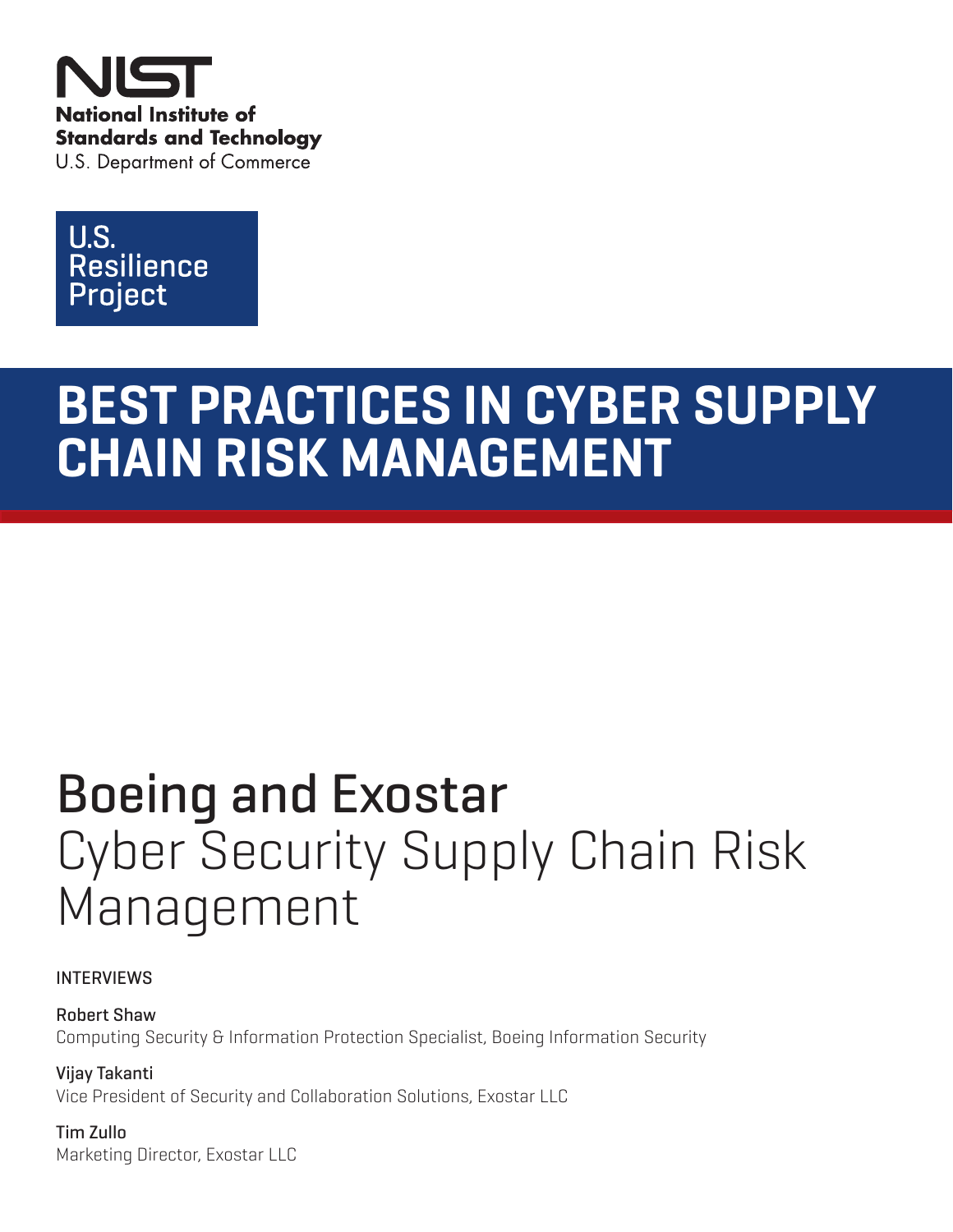NIST

National Institute of Standards and Technology
U.S. Department of Commerce

U.S. Resilience Project

# BEST PRACTICES IN CYBER SUPPLY CHAIN RISK MANAGEMENT

## Boeing and Exostar
Cyber Security Supply Chain Risk Management

INTERVIEWS

**Robert Shaw**
Computing Security & Information Protection Specialist, Boeing Information Security

**Vijay Takanti**
Vice President of Security and Collaboration Solutions, Exostar LLC

**Tim Zullo**
Marketing Director, Exostar LLC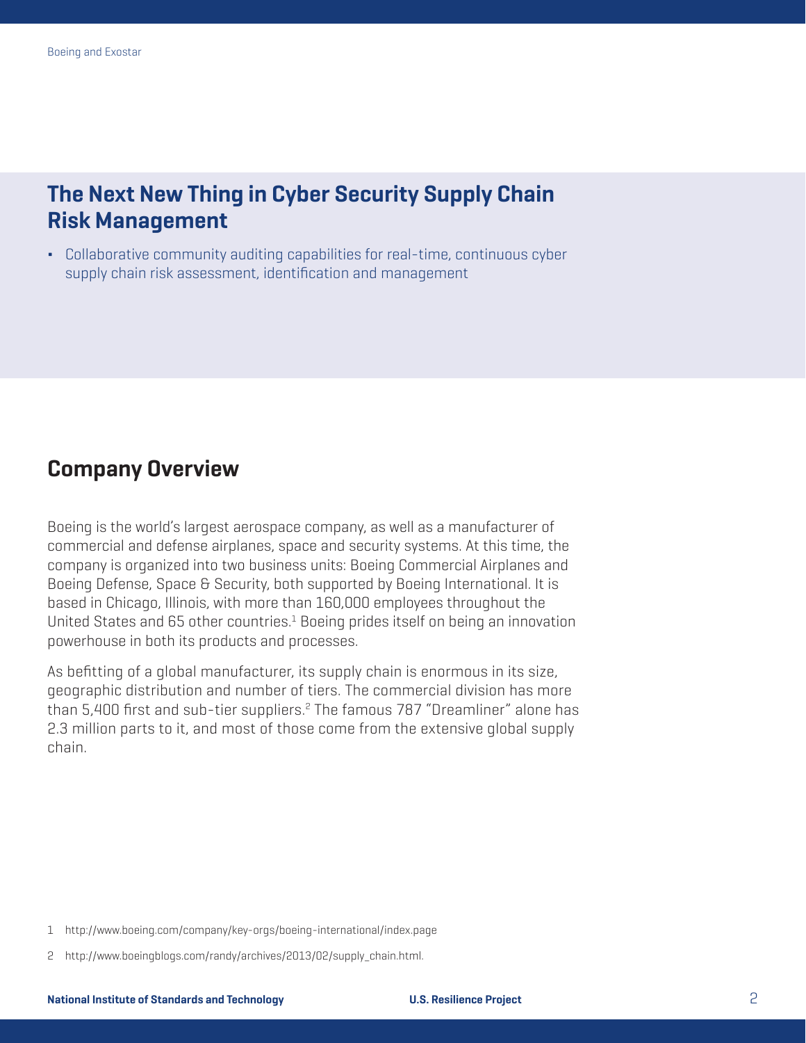## The Next New Thing in Cyber Security Supply Chain Risk Management

- Collaborative community auditing capabilities for real-time, continuous cyber supply chain risk assessment, identification and management

## Company Overview

Boeing is the world's largest aerospace company, as well as a manufacturer of commercial and defense airplanes, space and security systems. At this time, the company is organized into two business units: Boeing Commercial Airplanes and Boeing Defense, Space & Security, both supported by Boeing International. It is based in Chicago, Illinois, with more than 160,000 employees throughout the United States and 65 other countries.[1] Boeing prides itself on being an innovation powerhouse in both its products and processes.

As befitting of a global manufacturer, its supply chain is enormous in its size, geographic distribution and number of tiers. The commercial division has more than 5,400 first and sub-tier suppliers.[2] The famous 787 "Dreamliner" alone has 2.3 million parts to it, and most of those come from the extensive global supply chain.

1 http://www.boeing.com/company/key-orgs/boeing-international/index.page

2 http://www.boeingblogs.com/randy/archives/2013/02/supply_chain.html.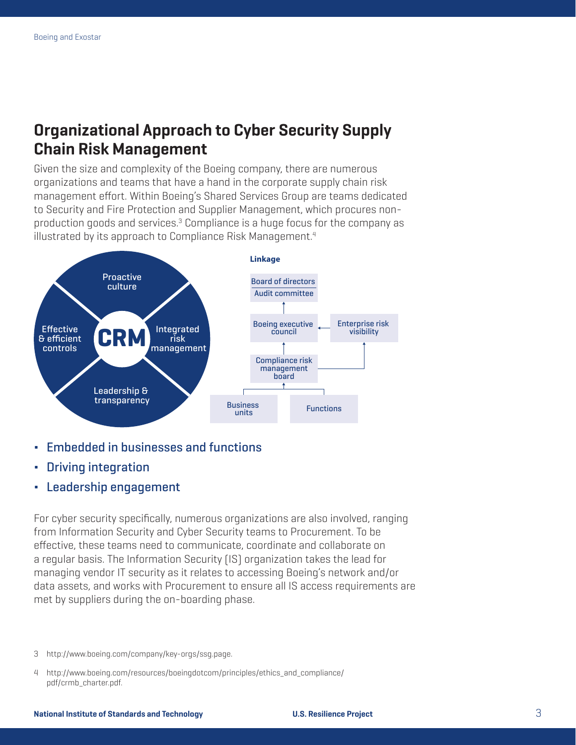## Organizational Approach to Cyber Security Supply Chain Risk Management

Given the size and complexity of the Boeing company, there are numerous organizations and teams that have a hand in the corporate supply chain risk management effort. Within Boeing's Shared Services Group are teams dedicated to Security and Fire Protection and Supplier Management, which procures non-production goods and services.[3] Compliance is a huge focus for the company as illustrated by its approach to Compliance Risk Management.[4]

Proactive culture

Effective & efficient controls

**CRM**

Integrated risk management

Leadership & transparency

**Linkage**

Board of directors

Audit committee

Boeing executive council

Enterprise risk visibility

Compliance risk management board

Business units

Functions

- Embedded in businesses and functions
- Driving integration
- Leadership engagement

For cyber security specifically, numerous organizations are also involved, ranging from Information Security and Cyber Security teams to Procurement. To be effective, these teams need to communicate, coordinate and collaborate on a regular basis. The Information Security (IS) organization takes the lead for managing vendor IT security as it relates to accessing Boeing's network and/or data assets, and works with Procurement to ensure all IS access requirements are met by suppliers during the on-boarding phase.

3 http://www.boeing.com/company/key-orgs/ssg.page.

4 http://www.boeing.com/resources/boeingdotcom/principles/ethics_and_compliance/pdf/crmb_charter.pdf.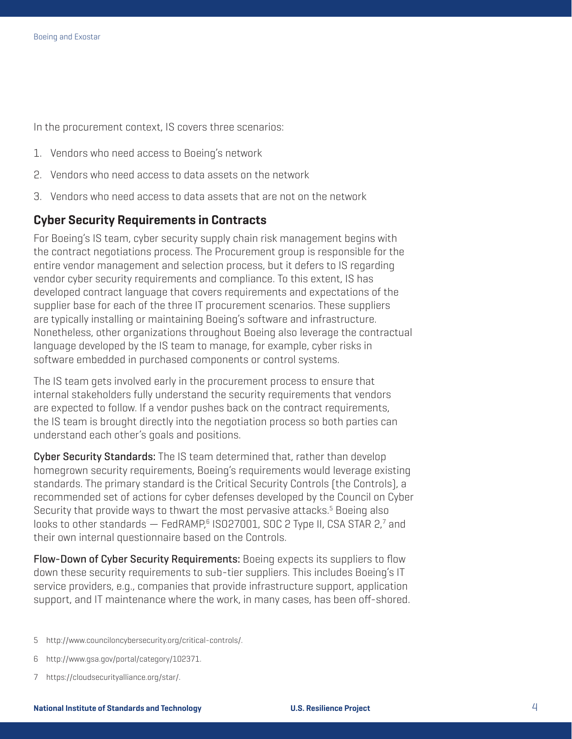In the procurement context, IS covers three scenarios:

1. Vendors who need access to Boeing's network
2. Vendors who need access to data assets on the network
3. Vendors who need access to data assets that are not on the network

## Cyber Security Requirements in Contracts

For Boeing's IS team, cyber security supply chain risk management begins with the contract negotiations process. The Procurement group is responsible for the entire vendor management and selection process, but it defers to IS regarding vendor cyber security requirements and compliance. To this extent, IS has developed contract language that covers requirements and expectations of the supplier base for each of the three IT procurement scenarios. These suppliers are typically installing or maintaining Boeing's software and infrastructure. Nonetheless, other organizations throughout Boeing also leverage the contractual language developed by the IS team to manage, for example, cyber risks in software embedded in purchased components or control systems.

The IS team gets involved early in the procurement process to ensure that internal stakeholders fully understand the security requirements that vendors are expected to follow. If a vendor pushes back on the contract requirements, the IS team is brought directly into the negotiation process so both parties can understand each other's goals and positions.

**Cyber Security Standards:** The IS team determined that, rather than develop homegrown security requirements, Boeing's requirements would leverage existing standards. The primary standard is the Critical Security Controls (the Controls), a recommended set of actions for cyber defenses developed by the Council on Cyber Security that provide ways to thwart the most pervasive attacks.[5] Boeing also looks to other standards — FedRAMP,[6] ISO27001, SOC 2 Type II, CSA STAR 2,[7] and their own internal questionnaire based on the Controls.

**Flow-Down of Cyber Security Requirements:** Boeing expects its suppliers to flow down these security requirements to sub-tier suppliers. This includes Boeing's IT service providers, e.g., companies that provide infrastructure support, application support, and IT maintenance where the work, in many cases, has been off-shored.

5 http://www.counciloncybersecurity.org/critical-controls/.

6 http://www.gsa.gov/portal/category/102371.

7 https://cloudsecurityalliance.org/star/.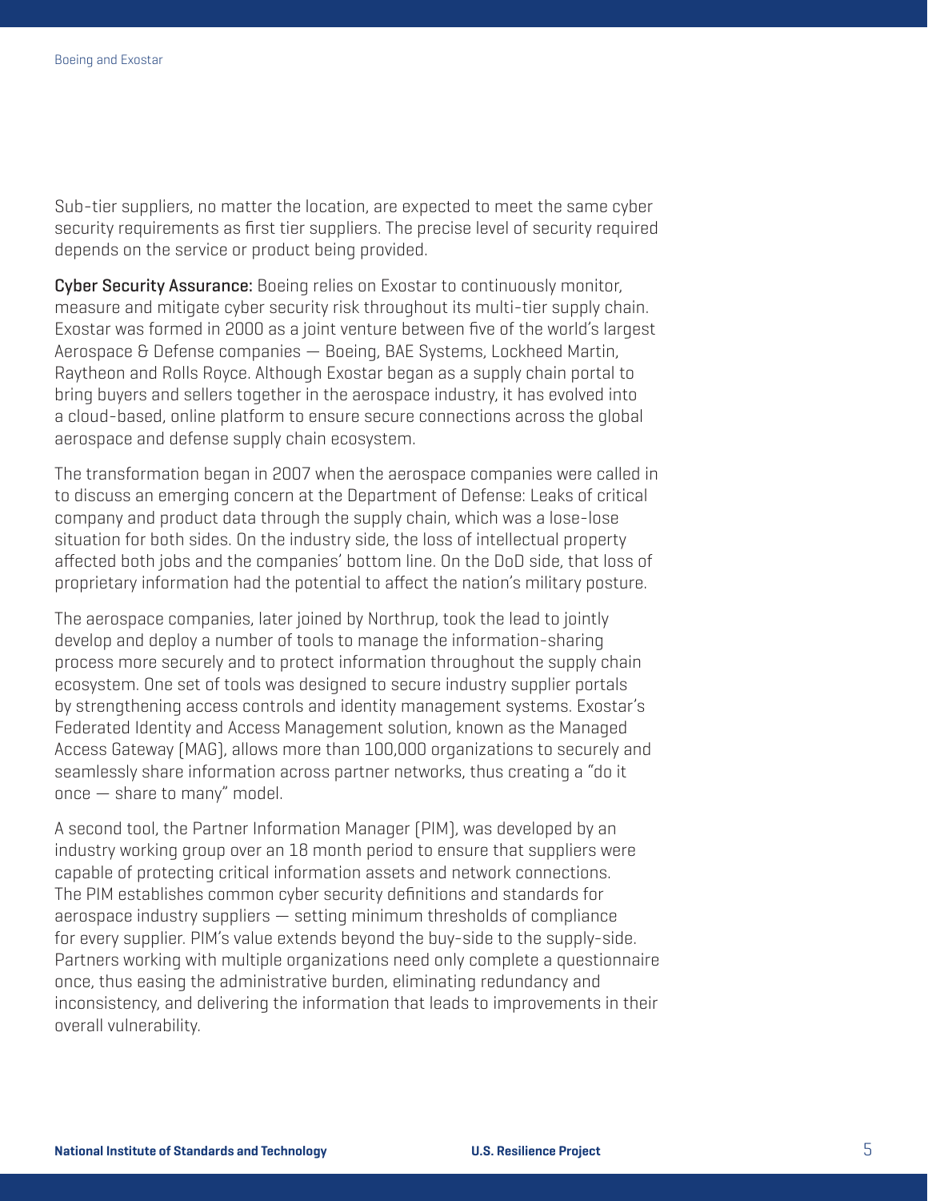Sub-tier suppliers, no matter the location, are expected to meet the same cyber security requirements as first tier suppliers. The precise level of security required depends on the service or product being provided.

**Cyber Security Assurance:** Boeing relies on Exostar to continuously monitor, measure and mitigate cyber security risk throughout its multi-tier supply chain. Exostar was formed in 2000 as a joint venture between five of the world's largest Aerospace & Defense companies — Boeing, BAE Systems, Lockheed Martin, Raytheon and Rolls Royce. Although Exostar began as a supply chain portal to bring buyers and sellers together in the aerospace industry, it has evolved into a cloud-based, online platform to ensure secure connections across the global aerospace and defense supply chain ecosystem.

The transformation began in 2007 when the aerospace companies were called in to discuss an emerging concern at the Department of Defense: Leaks of critical company and product data through the supply chain, which was a lose-lose situation for both sides. On the industry side, the loss of intellectual property affected both jobs and the companies' bottom line. On the DoD side, that loss of proprietary information had the potential to affect the nation's military posture.

The aerospace companies, later joined by Northrup, took the lead to jointly develop and deploy a number of tools to manage the information-sharing process more securely and to protect information throughout the supply chain ecosystem. One set of tools was designed to secure industry supplier portals by strengthening access controls and identity management systems. Exostar's Federated Identity and Access Management solution, known as the Managed Access Gateway (MAG), allows more than 100,000 organizations to securely and seamlessly share information across partner networks, thus creating a "do it once — share to many" model.

A second tool, the Partner Information Manager (PIM), was developed by an industry working group over an 18 month period to ensure that suppliers were capable of protecting critical information assets and network connections. The PIM establishes common cyber security definitions and standards for aerospace industry suppliers — setting minimum thresholds of compliance for every supplier. PIM's value extends beyond the buy-side to the supply-side. Partners working with multiple organizations need only complete a questionnaire once, thus easing the administrative burden, eliminating redundancy and inconsistency, and delivering the information that leads to improvements in their overall vulnerability.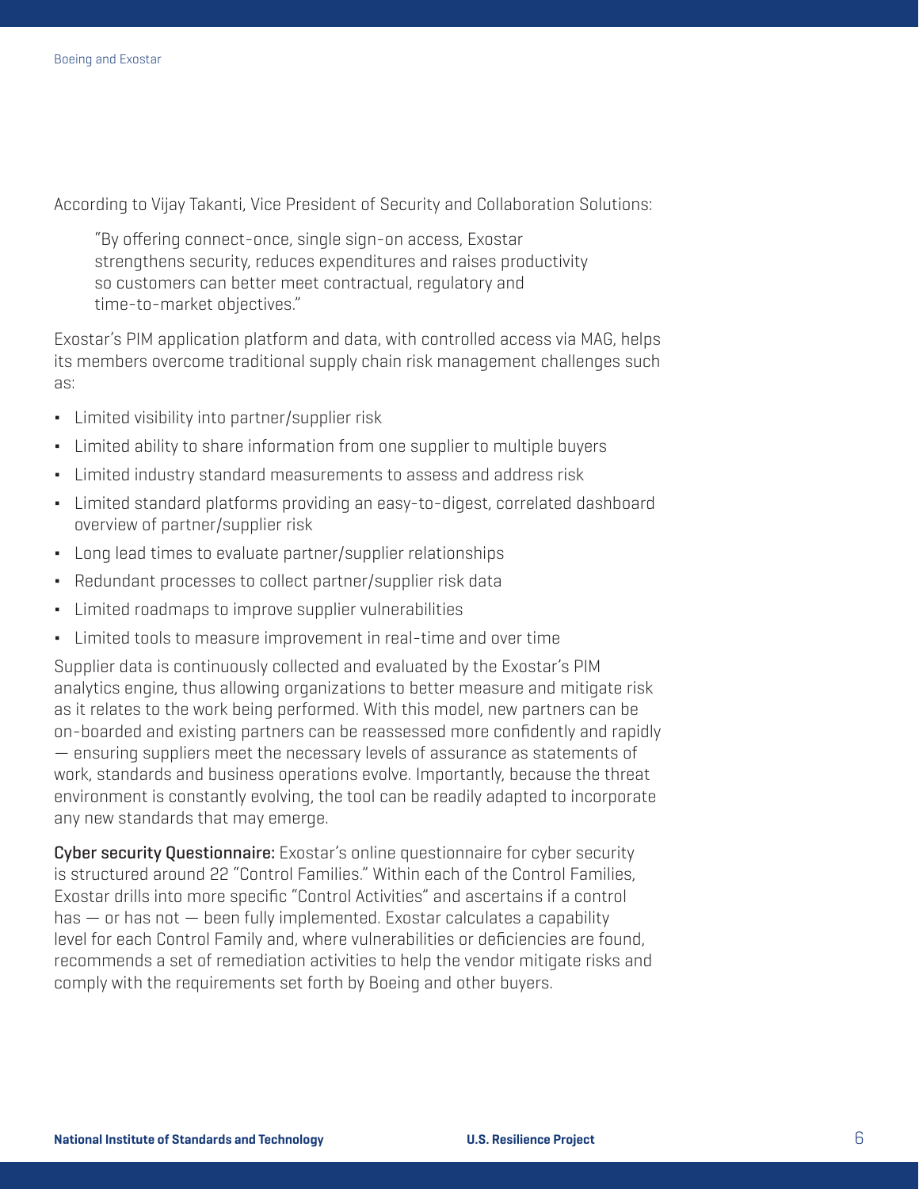According to Vijay Takanti, Vice President of Security and Collaboration Solutions:

> "By offering connect-once, single sign-on access, Exostar strengthens security, reduces expenditures and raises productivity so customers can better meet contractual, regulatory and time-to-market objectives."

Exostar's PIM application platform and data, with controlled access via MAG, helps its members overcome traditional supply chain risk management challenges such as:

- Limited visibility into partner/supplier risk
- Limited ability to share information from one supplier to multiple buyers
- Limited industry standard measurements to assess and address risk
- Limited standard platforms providing an easy-to-digest, correlated dashboard overview of partner/supplier risk
- Long lead times to evaluate partner/supplier relationships
- Redundant processes to collect partner/supplier risk data
- Limited roadmaps to improve supplier vulnerabilities
- Limited tools to measure improvement in real-time and over time

Supplier data is continuously collected and evaluated by the Exostar's PIM analytics engine, thus allowing organizations to better measure and mitigate risk as it relates to the work being performed. With this model, new partners can be on-boarded and existing partners can be reassessed more confidently and rapidly — ensuring suppliers meet the necessary levels of assurance as statements of work, standards and business operations evolve. Importantly, because the threat environment is constantly evolving, the tool can be readily adapted to incorporate any new standards that may emerge.

**Cyber security Questionnaire:** Exostar's online questionnaire for cyber security is structured around 22 "Control Families." Within each of the Control Families, Exostar drills into more specific "Control Activities" and ascertains if a control has — or has not — been fully implemented. Exostar calculates a capability level for each Control Family and, where vulnerabilities or deficiencies are found, recommends a set of remediation activities to help the vendor mitigate risks and comply with the requirements set forth by Boeing and other buyers.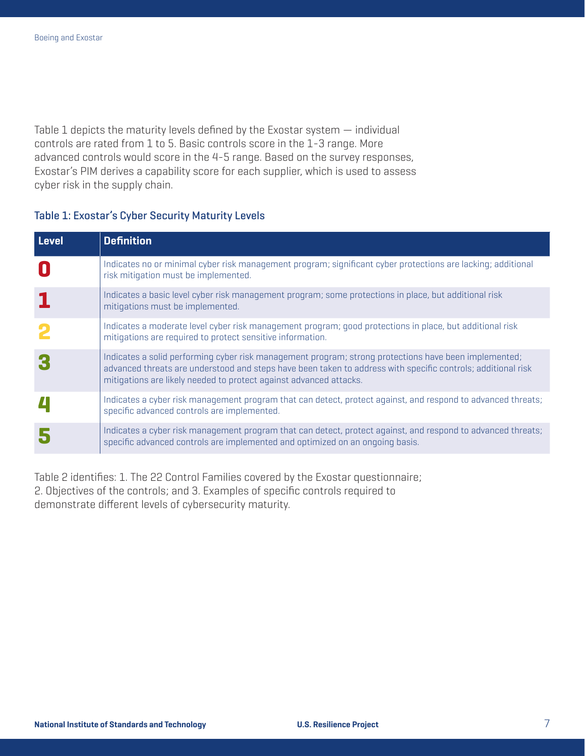Table 1 depicts the maturity levels defined by the Exostar system — individual controls are rated from 1 to 5. Basic controls score in the 1-3 range. More advanced controls would score in the 4-5 range. Based on the survey responses, Exostar's PIM derives a capability score for each supplier, which is used to assess cyber risk in the supply chain.

### Table 1: Exostar's Cyber Security Maturity Levels

| Level | Definition |
|---|---|
| 0 | Indicates no or minimal cyber risk management program; significant cyber protections are lacking; additional risk mitigation must be implemented. |
| 1 | Indicates a basic level cyber risk management program; some protections in place, but additional risk mitigations must be implemented. |
| 2 | Indicates a moderate level cyber risk management program; good protections in place, but additional risk mitigations are required to protect sensitive information. |
| 3 | Indicates a solid performing cyber risk management program; strong protections have been implemented; advanced threats are understood and steps have been taken to address with specific controls; additional risk mitigations are likely needed to protect against advanced attacks. |
| 4 | Indicates a cyber risk management program that can detect, protect against, and respond to advanced threats; specific advanced controls are implemented. |
| 5 | Indicates a cyber risk management program that can detect, protect against, and respond to advanced threats; specific advanced controls are implemented and optimized on an ongoing basis. |

Table 2 identifies: 1. The 22 Control Families covered by the Exostar questionnaire; 2. Objectives of the controls; and 3. Examples of specific controls required to demonstrate different levels of cybersecurity maturity.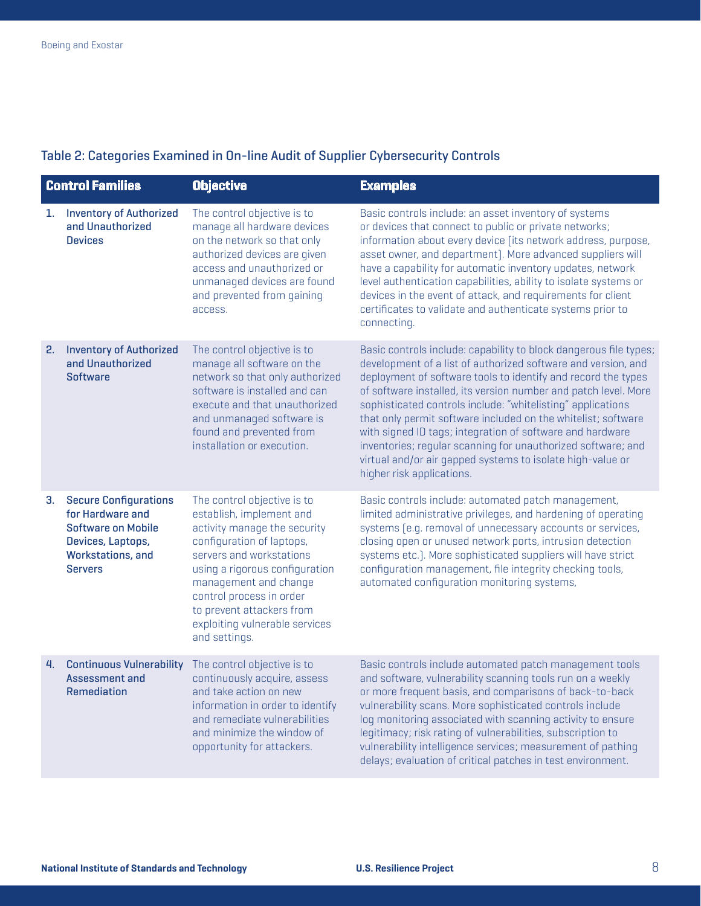### Table 2: Categories Examined in On-line Audit of Supplier Cybersecurity Controls

| Control Families | Objective | Examples |
|---|---|---|
| 1. **Inventory of Authorized and Unauthorized Devices** | The control objective is to manage all hardware devices on the network so that only authorized devices are given access and unauthorized or unmanaged devices are found and prevented from gaining access. | Basic controls include: an asset inventory of systems or devices that connect to public or private networks; information about every device (its network address, purpose, asset owner, and department). More advanced suppliers will have a capability for automatic inventory updates, network level authentication capabilities, ability to isolate systems or devices in the event of attack, and requirements for client certificates to validate and authenticate systems prior to connecting. |
| 2. **Inventory of Authorized and Unauthorized Software** | The control objective is to manage all software on the network so that only authorized software is installed and can execute and that unauthorized and unmanaged software is found and prevented from installation or execution. | Basic controls include: capability to block dangerous file types; development of a list of authorized software and version, and deployment of software tools to identify and record the types of software installed, its version number and patch level. More sophisticated controls include: "whitelisting" applications that only permit software included on the whitelist; software with signed ID tags; integration of software and hardware inventories; regular scanning for unauthorized software; and virtual and/or air gapped systems to isolate high-value or higher risk applications. |
| 3. **Secure Configurations for Hardware and Software on Mobile Devices, Laptops, Workstations, and Servers** | The control objective is to establish, implement and activity manage the security configuration of laptops, servers and workstations using a rigorous configuration management and change control process in order to prevent attackers from exploiting vulnerable services and settings. | Basic controls include: automated patch management, limited administrative privileges, and hardening of operating systems (e.g. removal of unnecessary accounts or services, closing open or unused network ports, intrusion detection systems etc.). More sophisticated suppliers will have strict configuration management, file integrity checking tools, automated configuration monitoring systems, |
| 4. **Continuous Vulnerability Assessment and Remediation** | The control objective is to continuously acquire, assess and take action on new information in order to identify and remediate vulnerabilities and minimize the window of opportunity for attackers. | Basic controls include automated patch management tools and software, vulnerability scanning tools run on a weekly or more frequent basis, and comparisons of back-to-back vulnerability scans. More sophisticated controls include log monitoring associated with scanning activity to ensure legitimacy; risk rating of vulnerabilities, subscription to vulnerability intelligence services; measurement of pathing delays; evaluation of critical patches in test environment. |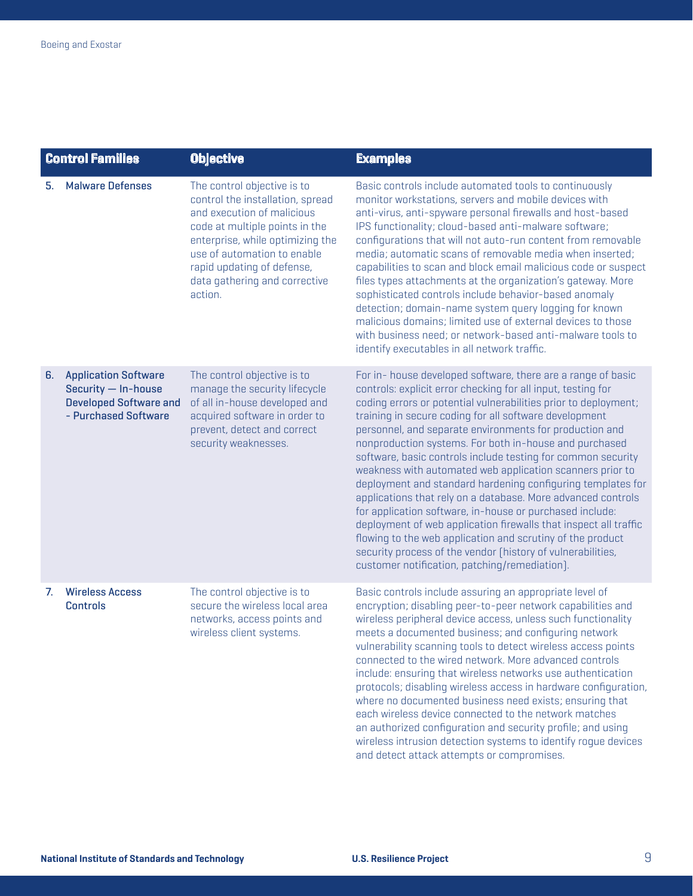| Control Families | Objective | Examples |
|---|---|---|
| 5. **Malware Defenses** | The control objective is to control the installation, spread and execution of malicious code at multiple points in the enterprise, while optimizing the use of automation to enable rapid updating of defense, data gathering and corrective action. | Basic controls include automated tools to continuously monitor workstations, servers and mobile devices with anti-virus, anti-spyware personal firewalls and host-based IPS functionality; cloud-based anti-malware software; configurations that will not auto-run content from removable media; automatic scans of removable media when inserted; capabilities to scan and block email malicious code or suspect files types attachments at the organization's gateway. More sophisticated controls include behavior-based anomaly detection; domain-name system query logging for known malicious domains; limited use of external devices to those with business need; or network-based anti-malware tools to identify executables in all network traffic. |
| 6. **Application Software Security — In-house Developed Software and - Purchased Software** | The control objective is to manage the security lifecycle of all in-house developed and acquired software in order to prevent, detect and correct security weaknesses. | For in- house developed software, there are a range of basic controls: explicit error checking for all input, testing for coding errors or potential vulnerabilities prior to deployment; training in secure coding for all software development personnel, and separate environments for production and nonproduction systems. For both in-house and purchased software, basic controls include testing for common security weakness with automated web application scanners prior to deployment and standard hardening configuring templates for applications that rely on a database. More advanced controls for application software, in-house or purchased include: deployment of web application firewalls that inspect all traffic flowing to the web application and scrutiny of the product security process of the vendor (history of vulnerabilities, customer notification, patching/remediation). |
| 7. **Wireless Access Controls** | The control objective is to secure the wireless local area networks, access points and wireless client systems. | Basic controls include assuring an appropriate level of encryption; disabling peer-to-peer network capabilities and wireless peripheral device access, unless such functionality meets a documented business; and configuring network vulnerability scanning tools to detect wireless access points connected to the wired network. More advanced controls include: ensuring that wireless networks use authentication protocols; disabling wireless access in hardware configuration, where no documented business need exists; ensuring that each wireless device connected to the network matches an authorized configuration and security profile; and using wireless intrusion detection systems to identify rogue devices and detect attack attempts or compromises. |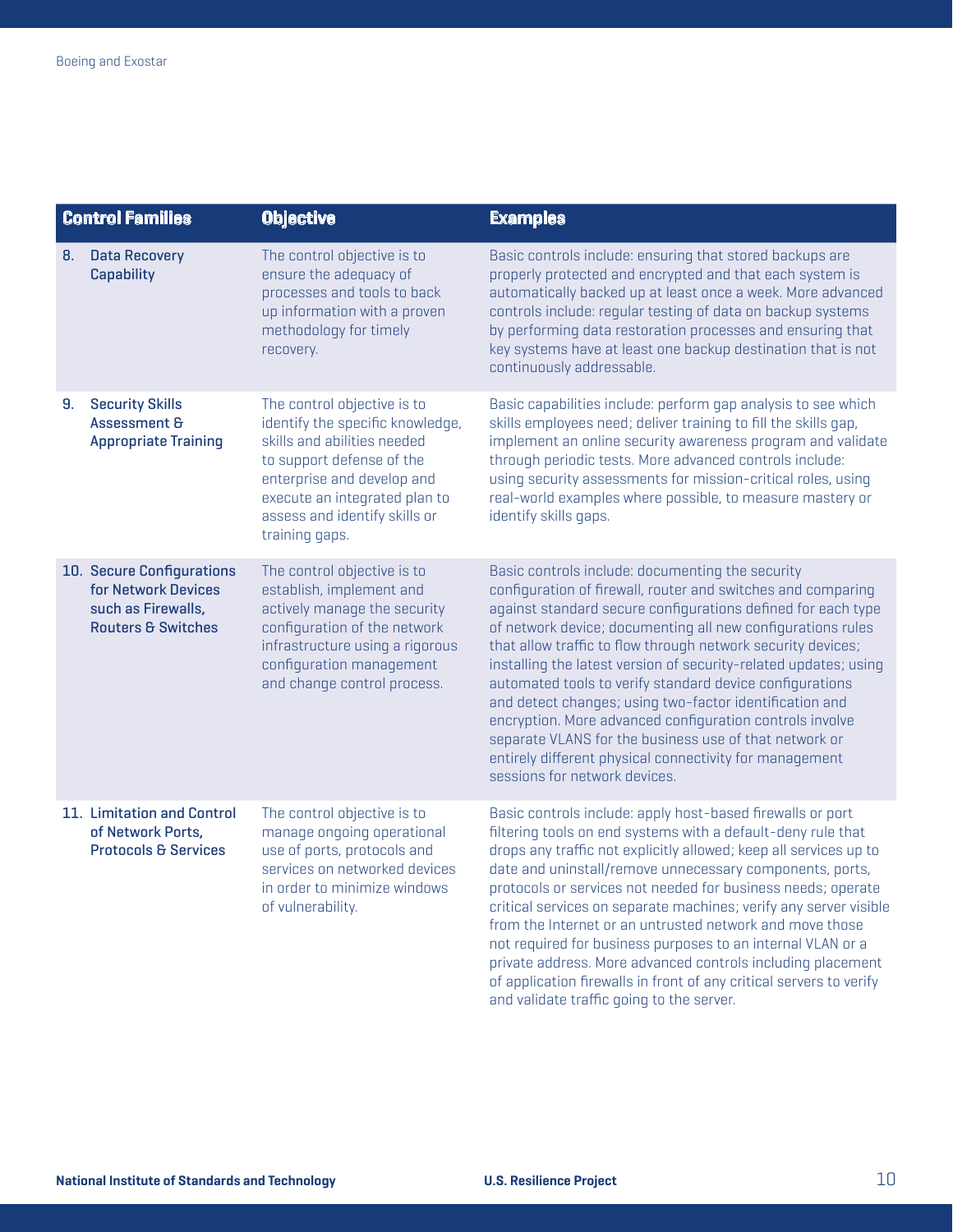| Control Families | Objective | Examples |
|---|---|---|
| 8. Data Recovery Capability | The control objective is to ensure the adequacy of processes and tools to back up information with a proven methodology for timely recovery. | Basic controls include: ensuring that stored backups are properly protected and encrypted and that each system is automatically backed up at least once a week. More advanced controls include: regular testing of data on backup systems by performing data restoration processes and ensuring that key systems have at least one backup destination that is not continuously addressable. |
| 9. Security Skills Assessment & Appropriate Training | The control objective is to identify the specific knowledge, skills and abilities needed to support defense of the enterprise and develop and execute an integrated plan to assess and identify skills or training gaps. | Basic capabilities include: perform gap analysis to see which skills employees need; deliver training to fill the skills gap, implement an online security awareness program and validate through periodic tests. More advanced controls include: using security assessments for mission-critical roles, using real-world examples where possible, to measure mastery or identify skills gaps. |
| 10. Secure Configurations for Network Devices such as Firewalls, Routers & Switches | The control objective is to establish, implement and actively manage the security configuration of the network infrastructure using a rigorous configuration management and change control process. | Basic controls include: documenting the security configuration of firewall, router and switches and comparing against standard secure configurations defined for each type of network device; documenting all new configurations rules that allow traffic to flow through network security devices; installing the latest version of security-related updates; using automated tools to verify standard device configurations and detect changes; using two-factor identification and encryption. More advanced configuration controls involve separate VLANS for the business use of that network or entirely different physical connectivity for management sessions for network devices. |
| 11. Limitation and Control of Network Ports, Protocols & Services | The control objective is to manage ongoing operational use of ports, protocols and services on networked devices in order to minimize windows of vulnerability. | Basic controls include: apply host-based firewalls or port filtering tools on end systems with a default-deny rule that drops any traffic not explicitly allowed; keep all services up to date and uninstall/remove unnecessary components, ports, protocols or services not needed for business needs; operate critical services on separate machines; verify any server visible from the Internet or an untrusted network and move those not required for business purposes to an internal VLAN or a private address. More advanced controls including placement of application firewalls in front of any critical servers to verify and validate traffic going to the server. |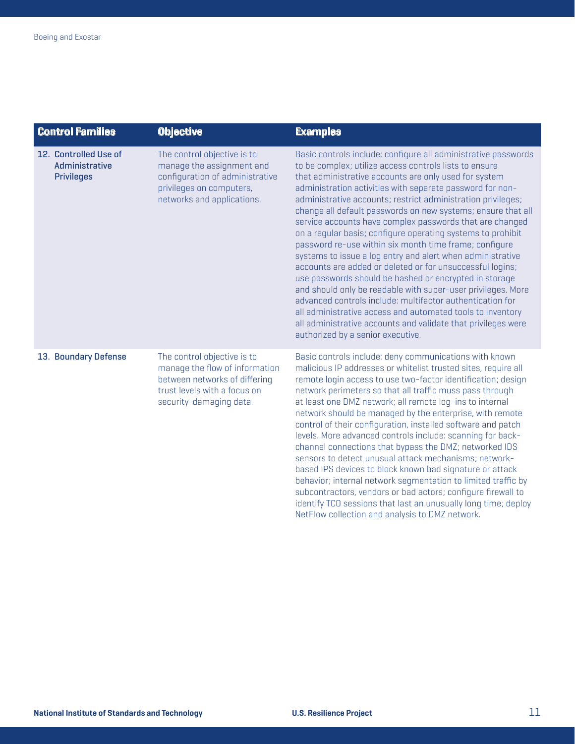| Control Families | Objective | Examples |
| --- | --- | --- |
| 12. Controlled Use of Administrative Privileges | The control objective is to manage the assignment and configuration of administrative privileges on computers, networks and applications. | Basic controls include: configure all administrative passwords to be complex; utilize access controls lists to ensure that administrative accounts are only used for system administration activities with separate password for non-administrative accounts; restrict administration privileges; change all default passwords on new systems; ensure that all service accounts have complex passwords that are changed on a regular basis; configure operating systems to prohibit password re-use within six month time frame; configure systems to issue a log entry and alert when administrative accounts are added or deleted or for unsuccessful logins; use passwords should be hashed or encrypted in storage and should only be readable with super-user privileges. More advanced controls include: multifactor authentication for all administrative access and automated tools to inventory all administrative accounts and validate that privileges were authorized by a senior executive. |
| 13. Boundary Defense | The control objective is to manage the flow of information between networks of differing trust levels with a focus on security-damaging data. | Basic controls include: deny communications with known malicious IP addresses or whitelist trusted sites, require all remote login access to use two-factor identification; design network perimeters so that all traffic muss pass through at least one DMZ network; all remote log-ins to internal network should be managed by the enterprise, with remote control of their configuration, installed software and patch levels. More advanced controls include: scanning for back-channel connections that bypass the DMZ; networked IDS sensors to detect unusual attack mechanisms; network-based IPS devices to block known bad signature or attack behavior; internal network segmentation to limited traffic by subcontractors, vendors or bad actors; configure firewall to identify TCO sessions that last an unusually long time; deploy NetFlow collection and analysis to DMZ network. |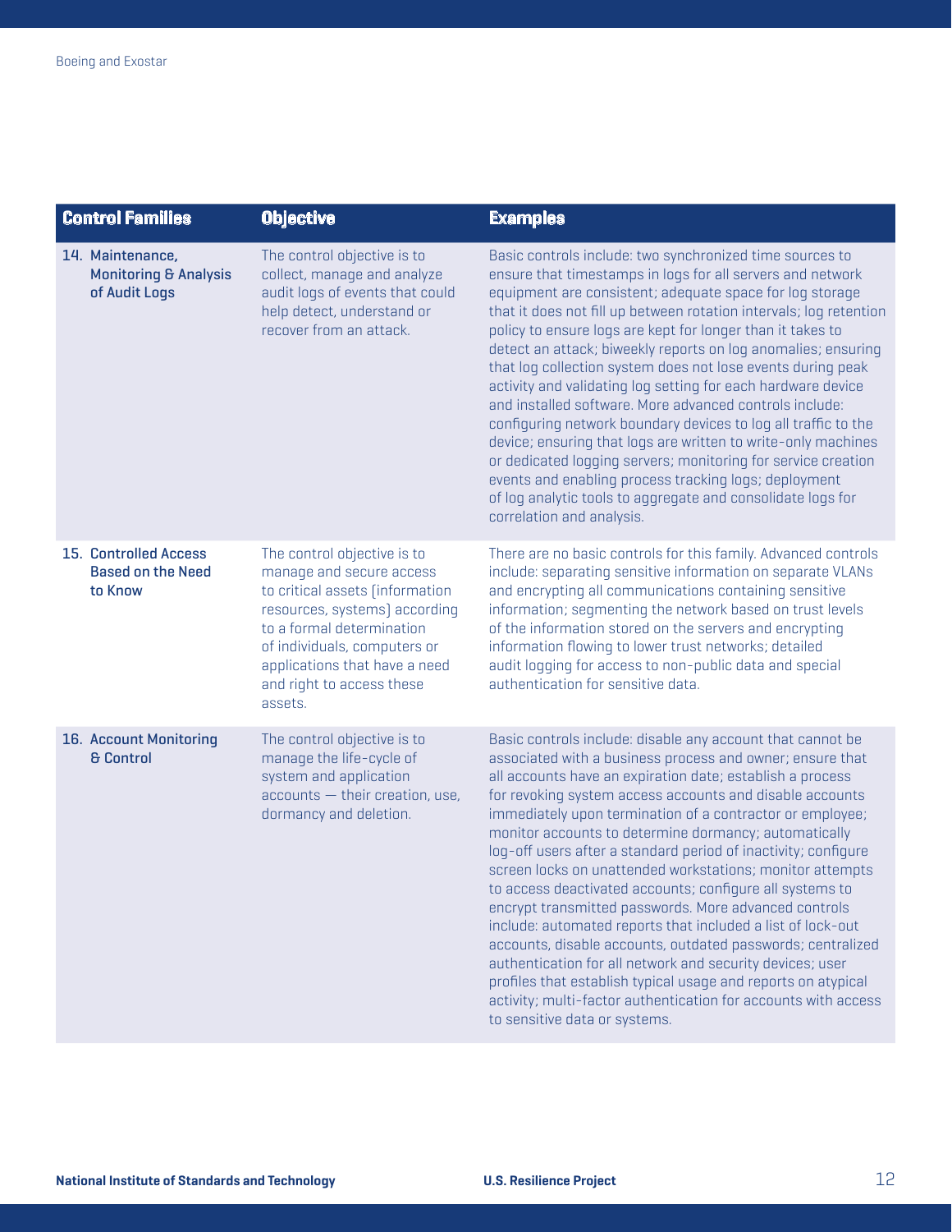| Control Families | Objective | Examples |
|---|---|---|
| 14. Maintenance, Monitoring & Analysis of Audit Logs | The control objective is to collect, manage and analyze audit logs of events that could help detect, understand or recover from an attack. | Basic controls include: two synchronized time sources to ensure that timestamps in logs for all servers and network equipment are consistent; adequate space for log storage that it does not fill up between rotation intervals; log retention policy to ensure logs are kept for longer than it takes to detect an attack; biweekly reports on log anomalies; ensuring that log collection system does not lose events during peak activity and validating log setting for each hardware device and installed software. More advanced controls include: configuring network boundary devices to log all traffic to the device; ensuring that logs are written to write-only machines or dedicated logging servers; monitoring for service creation events and enabling process tracking logs; deployment of log analytic tools to aggregate and consolidate logs for correlation and analysis. |
| 15. Controlled Access Based on the Need to Know | The control objective is to manage and secure access to critical assets (information resources, systems) according to a formal determination of individuals, computers or applications that have a need and right to access these assets. | There are no basic controls for this family. Advanced controls include: separating sensitive information on separate VLANs and encrypting all communications containing sensitive information; segmenting the network based on trust levels of the information stored on the servers and encrypting information flowing to lower trust networks; detailed audit logging for access to non-public data and special authentication for sensitive data. |
| 16. Account Monitoring & Control | The control objective is to manage the life-cycle of system and application accounts — their creation, use, dormancy and deletion. | Basic controls include: disable any account that cannot be associated with a business process and owner; ensure that all accounts have an expiration date; establish a process for revoking system access accounts and disable accounts immediately upon termination of a contractor or employee; monitor accounts to determine dormancy; automatically log-off users after a standard period of inactivity; configure screen locks on unattended workstations; monitor attempts to access deactivated accounts; configure all systems to encrypt transmitted passwords. More advanced controls include: automated reports that included a list of lock-out accounts, disable accounts, outdated passwords; centralized authentication for all network and security devices; user profiles that establish typical usage and reports on atypical activity; multi-factor authentication for accounts with access to sensitive data or systems. |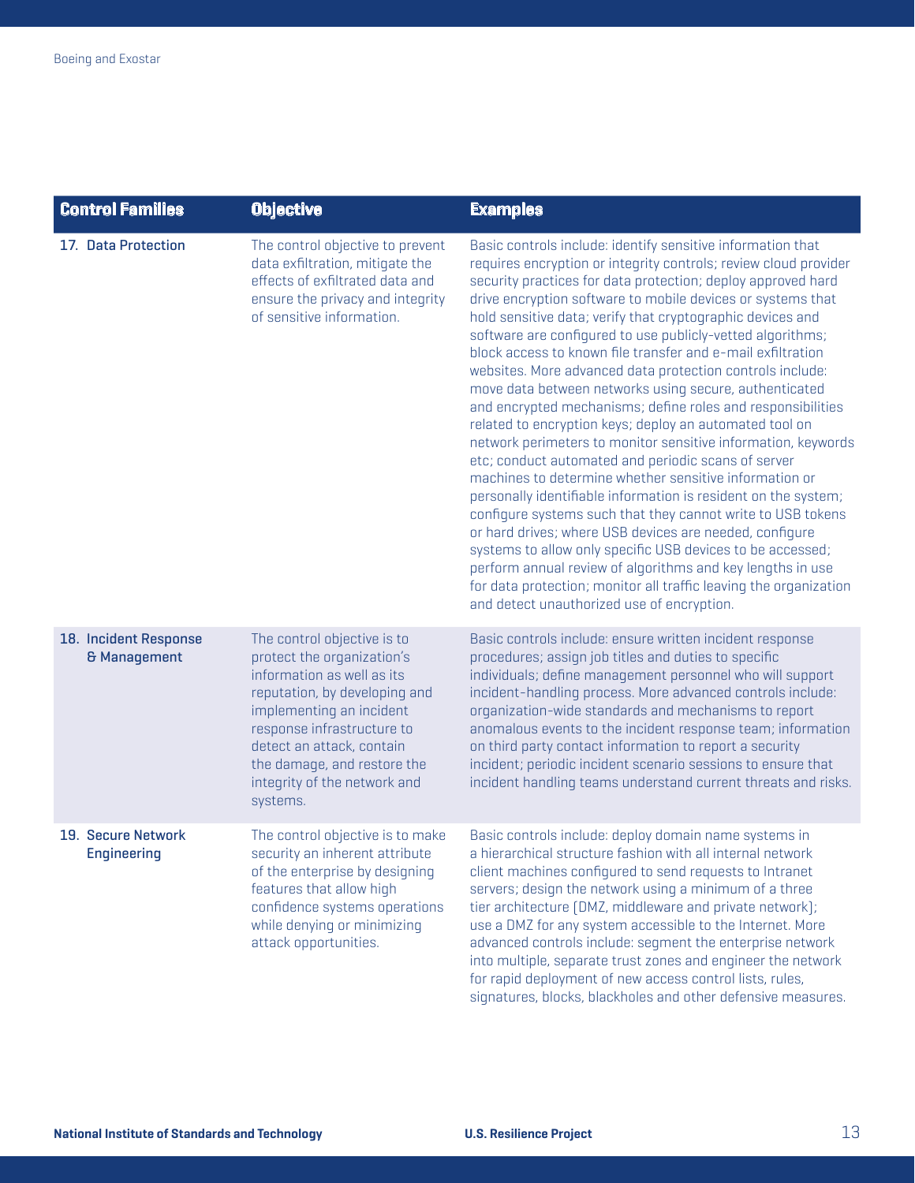| Control Families | Objective | Examples |
| --- | --- | --- |
| 17. Data Protection | The control objective to prevent data exfiltration, mitigate the effects of exfiltrated data and ensure the privacy and integrity of sensitive information. | Basic controls include: identify sensitive information that requires encryption or integrity controls; review cloud provider security practices for data protection; deploy approved hard drive encryption software to mobile devices or systems that hold sensitive data; verify that cryptographic devices and software are configured to use publicly-vetted algorithms; block access to known file transfer and e-mail exfiltration websites. More advanced data protection controls include: move data between networks using secure, authenticated and encrypted mechanisms; define roles and responsibilities related to encryption keys; deploy an automated tool on network perimeters to monitor sensitive information, keywords etc; conduct automated and periodic scans of server machines to determine whether sensitive information or personally identifiable information is resident on the system; configure systems such that they cannot write to USB tokens or hard drives; where USB devices are needed, configure systems to allow only specific USB devices to be accessed; perform annual review of algorithms and key lengths in use for data protection; monitor all traffic leaving the organization and detect unauthorized use of encryption. |
| 18. Incident Response & Management | The control objective is to protect the organization's information as well as its reputation, by developing and implementing an incident response infrastructure to detect an attack, contain the damage, and restore the integrity of the network and systems. | Basic controls include: ensure written incident response procedures; assign job titles and duties to specific individuals; define management personnel who will support incident-handling process. More advanced controls include: organization-wide standards and mechanisms to report anomalous events to the incident response team; information on third party contact information to report a security incident; periodic incident scenario sessions to ensure that incident handling teams understand current threats and risks. |
| 19. Secure Network Engineering | The control objective is to make security an inherent attribute of the enterprise by designing features that allow high confidence systems operations while denying or minimizing attack opportunities. | Basic controls include: deploy domain name systems in a hierarchical structure fashion with all internal network client machines configured to send requests to Intranet servers; design the network using a minimum of a three tier architecture (DMZ, middleware and private network); use a DMZ for any system accessible to the Internet. More advanced controls include: segment the enterprise network into multiple, separate trust zones and engineer the network for rapid deployment of new access control lists, rules, signatures, blocks, blackholes and other defensive measures. |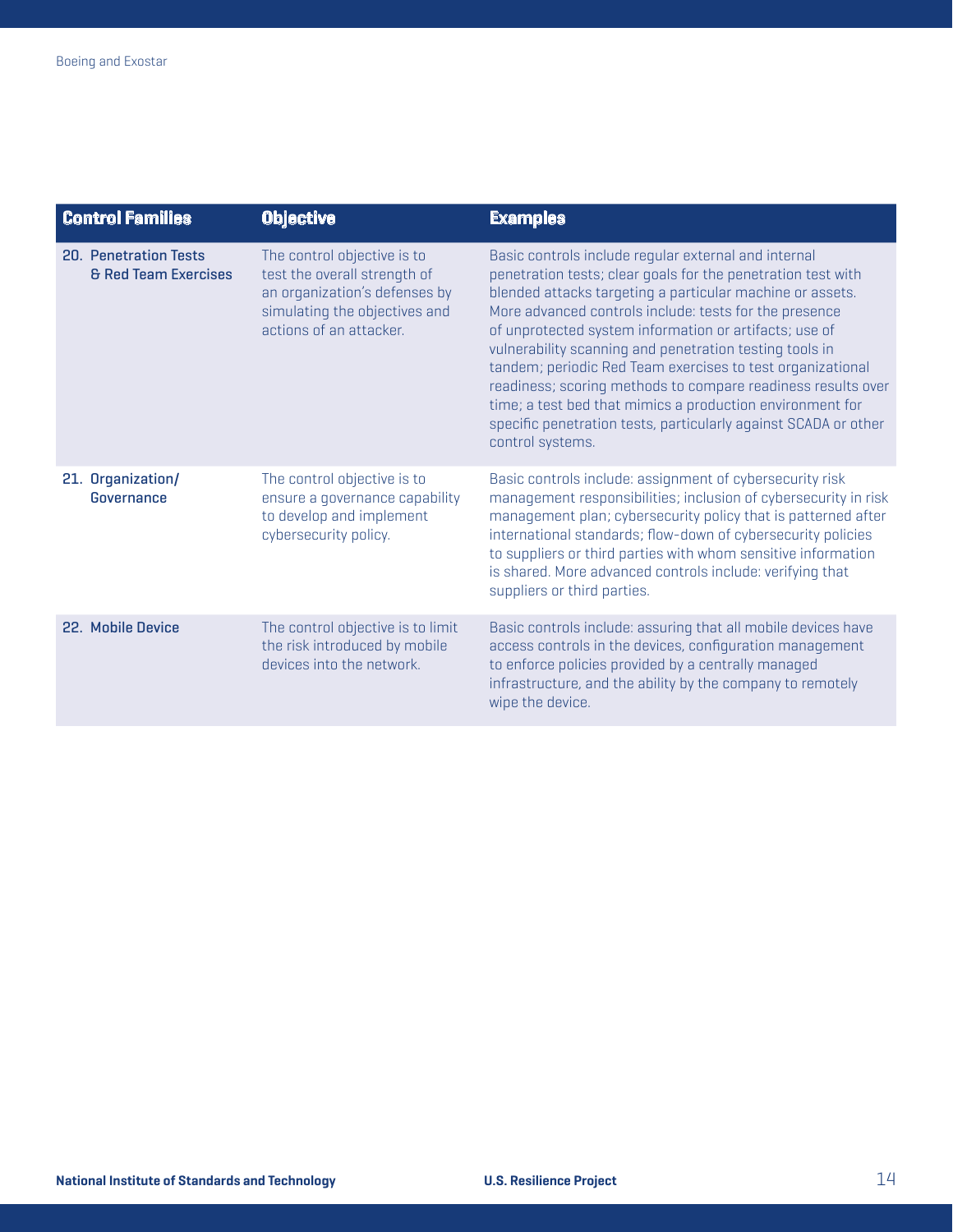| Control Families | Objective | Examples |
|---|---|---|
| 20. Penetration Tests & Red Team Exercises | The control objective is to test the overall strength of an organization's defenses by simulating the objectives and actions of an attacker. | Basic controls include regular external and internal penetration tests; clear goals for the penetration test with blended attacks targeting a particular machine or assets. More advanced controls include: tests for the presence of unprotected system information or artifacts; use of vulnerability scanning and penetration testing tools in tandem; periodic Red Team exercises to test organizational readiness; scoring methods to compare readiness results over time; a test bed that mimics a production environment for specific penetration tests, particularly against SCADA or other control systems. |
| 21. Organization/ Governance | The control objective is to ensure a governance capability to develop and implement cybersecurity policy. | Basic controls include: assignment of cybersecurity risk management responsibilities; inclusion of cybersecurity in risk management plan; cybersecurity policy that is patterned after international standards; flow-down of cybersecurity policies to suppliers or third parties with whom sensitive information is shared. More advanced controls include: verifying that suppliers or third parties. |
| 22. Mobile Device | The control objective is to limit the risk introduced by mobile devices into the network. | Basic controls include: assuring that all mobile devices have access controls in the devices, configuration management to enforce policies provided by a centrally managed infrastructure, and the ability by the company to remotely wipe the device. |